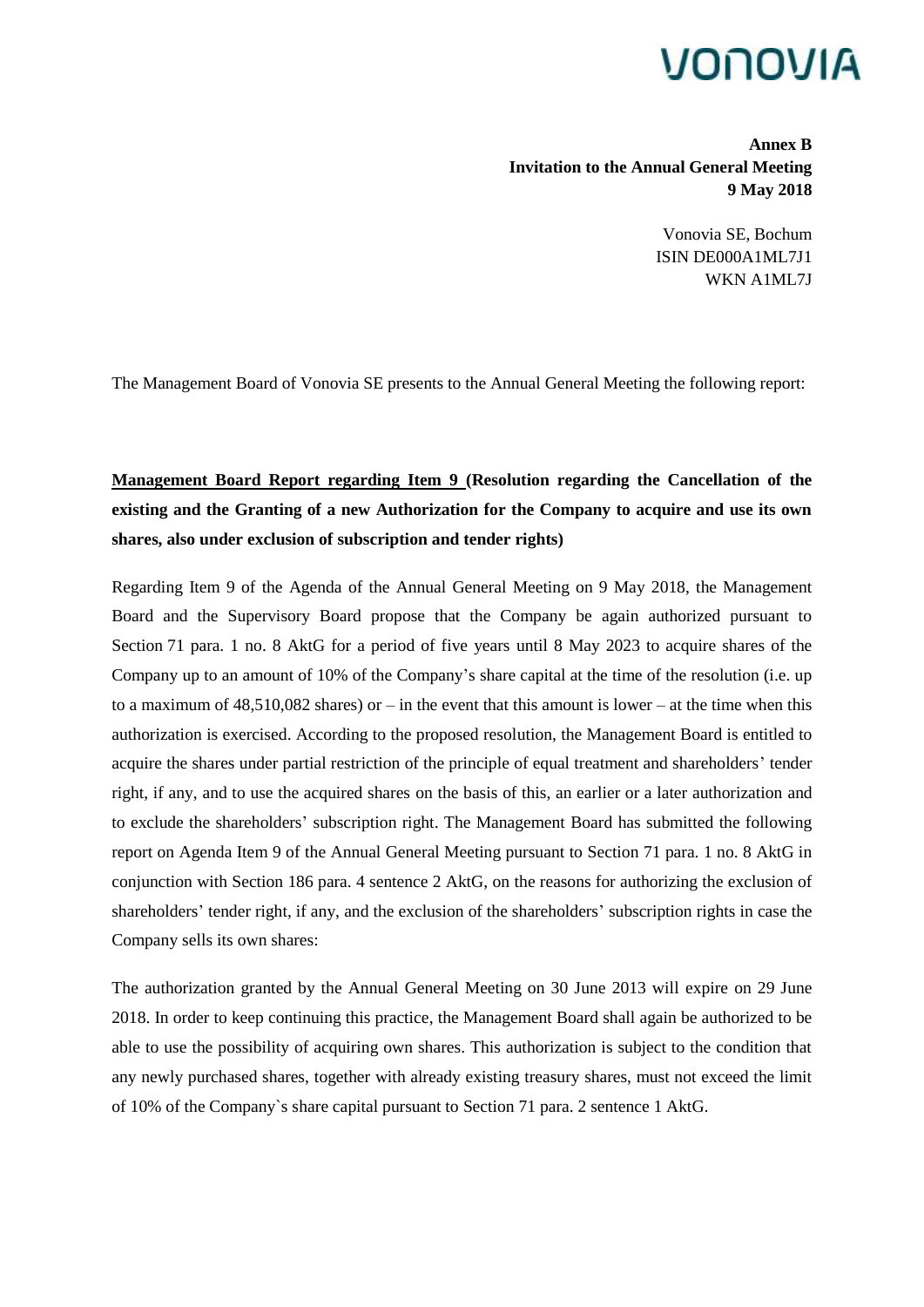**Annex B**
**Invitation to the Annual General Meeting**
**9 May 2018**

Vonovia SE, Bochum
ISIN DE000A1ML7J1
WKN A1ML7J

The Management Board of Vonovia SE presents to the Annual General Meeting the following report:

**Management Board Report regarding Item 9 (Resolution regarding the Cancellation of the existing and the Granting of a new Authorization for the Company to acquire and use its own shares, also under exclusion of subscription and tender rights)**

Regarding Item 9 of the Agenda of the Annual General Meeting on 9 May 2018, the Management Board and the Supervisory Board propose that the Company be again authorized pursuant to Section 71 para. 1 no. 8 AktG for a period of five years until 8 May 2023 to acquire shares of the Company up to an amount of 10% of the Company's share capital at the time of the resolution (i.e. up to a maximum of 48,510,082 shares) or – in the event that this amount is lower – at the time when this authorization is exercised. According to the proposed resolution, the Management Board is entitled to acquire the shares under partial restriction of the principle of equal treatment and shareholders' tender right, if any, and to use the acquired shares on the basis of this, an earlier or a later authorization and to exclude the shareholders' subscription right. The Management Board has submitted the following report on Agenda Item 9 of the Annual General Meeting pursuant to Section 71 para. 1 no. 8 AktG in conjunction with Section 186 para. 4 sentence 2 AktG, on the reasons for authorizing the exclusion of shareholders' tender right, if any, and the exclusion of the shareholders' subscription rights in case the Company sells its own shares:

The authorization granted by the Annual General Meeting on 30 June 2013 will expire on 29 June 2018. In order to keep continuing this practice, the Management Board shall again be authorized to be able to use the possibility of acquiring own shares. This authorization is subject to the condition that any newly purchased shares, together with already existing treasury shares, must not exceed the limit of 10% of the Company`s share capital pursuant to Section 71 para. 2 sentence 1 AktG.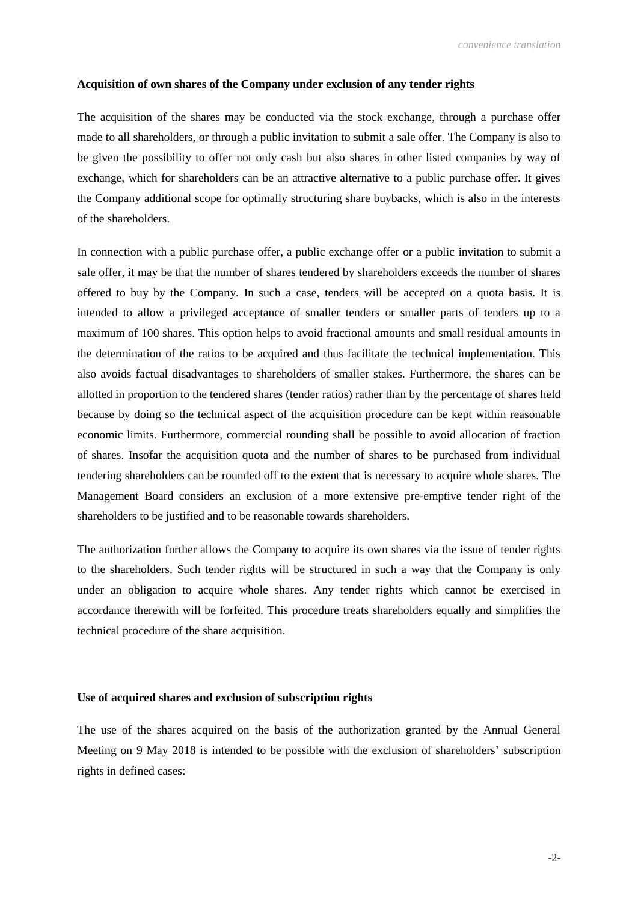**Acquisition of own shares of the Company under exclusion of any tender rights**

The acquisition of the shares may be conducted via the stock exchange, through a purchase offer made to all shareholders, or through a public invitation to submit a sale offer. The Company is also to be given the possibility to offer not only cash but also shares in other listed companies by way of exchange, which for shareholders can be an attractive alternative to a public purchase offer. It gives the Company additional scope for optimally structuring share buybacks, which is also in the interests of the shareholders.

In connection with a public purchase offer, a public exchange offer or a public invitation to submit a sale offer, it may be that the number of shares tendered by shareholders exceeds the number of shares offered to buy by the Company. In such a case, tenders will be accepted on a quota basis. It is intended to allow a privileged acceptance of smaller tenders or smaller parts of tenders up to a maximum of 100 shares. This option helps to avoid fractional amounts and small residual amounts in the determination of the ratios to be acquired and thus facilitate the technical implementation. This also avoids factual disadvantages to shareholders of smaller stakes. Furthermore, the shares can be allotted in proportion to the tendered shares (tender ratios) rather than by the percentage of shares held because by doing so the technical aspect of the acquisition procedure can be kept within reasonable economic limits. Furthermore, commercial rounding shall be possible to avoid allocation of fraction of shares. Insofar the acquisition quota and the number of shares to be purchased from individual tendering shareholders can be rounded off to the extent that is necessary to acquire whole shares. The Management Board considers an exclusion of a more extensive pre-emptive tender right of the shareholders to be justified and to be reasonable towards shareholders.

The authorization further allows the Company to acquire its own shares via the issue of tender rights to the shareholders. Such tender rights will be structured in such a way that the Company is only under an obligation to acquire whole shares. Any tender rights which cannot be exercised in accordance therewith will be forfeited. This procedure treats shareholders equally and simplifies the technical procedure of the share acquisition.

**Use of acquired shares and exclusion of subscription rights**

The use of the shares acquired on the basis of the authorization granted by the Annual General Meeting on 9 May 2018 is intended to be possible with the exclusion of shareholders' subscription rights in defined cases: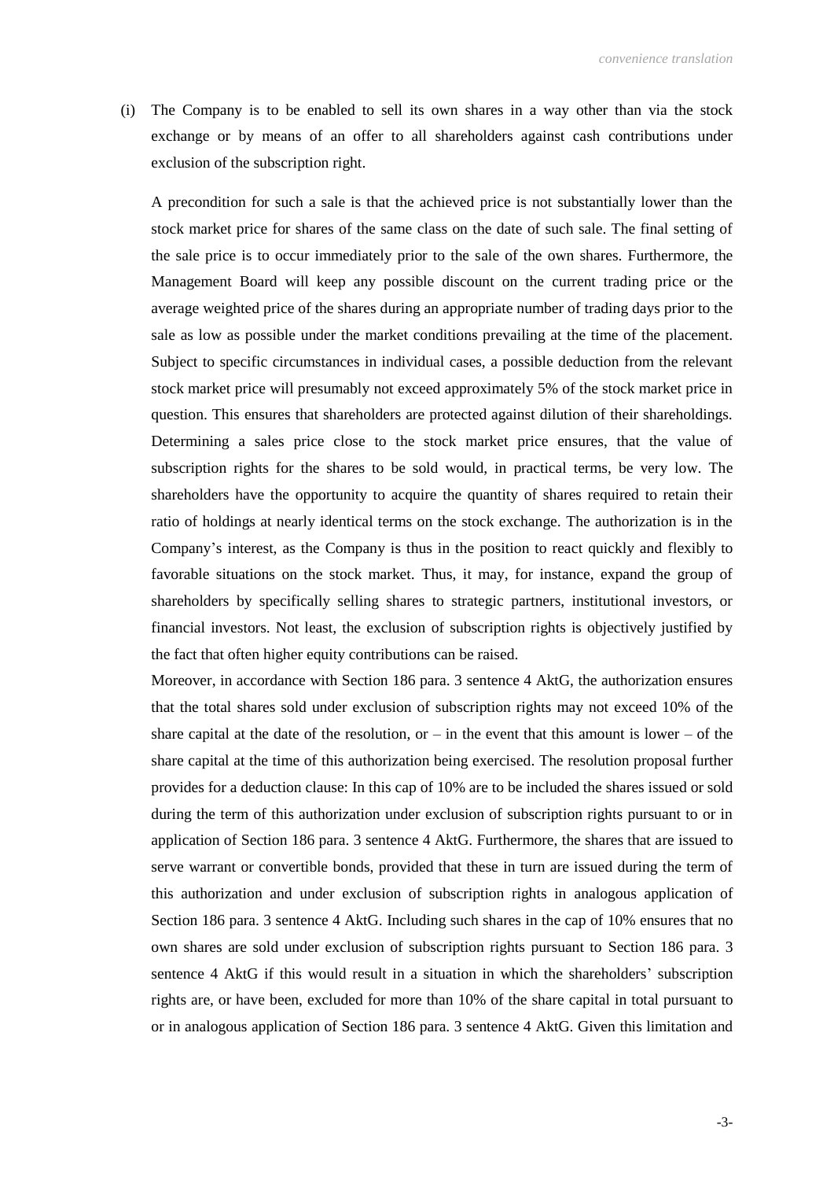(i) The Company is to be enabled to sell its own shares in a way other than via the stock exchange or by means of an offer to all shareholders against cash contributions under exclusion of the subscription right.

A precondition for such a sale is that the achieved price is not substantially lower than the stock market price for shares of the same class on the date of such sale. The final setting of the sale price is to occur immediately prior to the sale of the own shares. Furthermore, the Management Board will keep any possible discount on the current trading price or the average weighted price of the shares during an appropriate number of trading days prior to the sale as low as possible under the market conditions prevailing at the time of the placement. Subject to specific circumstances in individual cases, a possible deduction from the relevant stock market price will presumably not exceed approximately 5% of the stock market price in question. This ensures that shareholders are protected against dilution of their shareholdings. Determining a sales price close to the stock market price ensures, that the value of subscription rights for the shares to be sold would, in practical terms, be very low. The shareholders have the opportunity to acquire the quantity of shares required to retain their ratio of holdings at nearly identical terms on the stock exchange. The authorization is in the Company's interest, as the Company is thus in the position to react quickly and flexibly to favorable situations on the stock market. Thus, it may, for instance, expand the group of shareholders by specifically selling shares to strategic partners, institutional investors, or financial investors. Not least, the exclusion of subscription rights is objectively justified by the fact that often higher equity contributions can be raised.

Moreover, in accordance with Section 186 para. 3 sentence 4 AktG, the authorization ensures that the total shares sold under exclusion of subscription rights may not exceed 10% of the share capital at the date of the resolution, or – in the event that this amount is lower – of the share capital at the time of this authorization being exercised. The resolution proposal further provides for a deduction clause: In this cap of 10% are to be included the shares issued or sold during the term of this authorization under exclusion of subscription rights pursuant to or in application of Section 186 para. 3 sentence 4 AktG. Furthermore, the shares that are issued to serve warrant or convertible bonds, provided that these in turn are issued during the term of this authorization and under exclusion of subscription rights in analogous application of Section 186 para. 3 sentence 4 AktG. Including such shares in the cap of 10% ensures that no own shares are sold under exclusion of subscription rights pursuant to Section 186 para. 3 sentence 4 AktG if this would result in a situation in which the shareholders' subscription rights are, or have been, excluded for more than 10% of the share capital in total pursuant to or in analogous application of Section 186 para. 3 sentence 4 AktG. Given this limitation and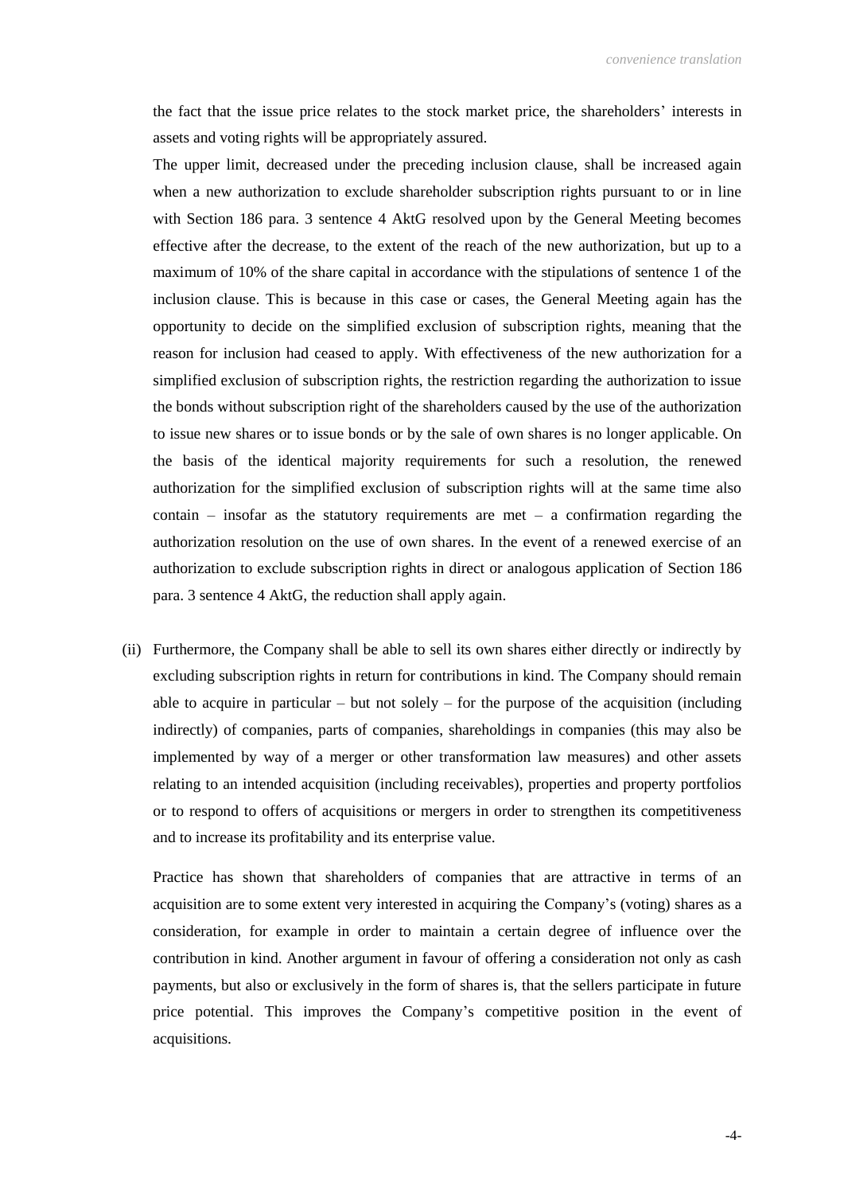the fact that the issue price relates to the stock market price, the shareholders' interests in assets and voting rights will be appropriately assured.

The upper limit, decreased under the preceding inclusion clause, shall be increased again when a new authorization to exclude shareholder subscription rights pursuant to or in line with Section 186 para. 3 sentence 4 AktG resolved upon by the General Meeting becomes effective after the decrease, to the extent of the reach of the new authorization, but up to a maximum of 10% of the share capital in accordance with the stipulations of sentence 1 of the inclusion clause. This is because in this case or cases, the General Meeting again has the opportunity to decide on the simplified exclusion of subscription rights, meaning that the reason for inclusion had ceased to apply. With effectiveness of the new authorization for a simplified exclusion of subscription rights, the restriction regarding the authorization to issue the bonds without subscription right of the shareholders caused by the use of the authorization to issue new shares or to issue bonds or by the sale of own shares is no longer applicable. On the basis of the identical majority requirements for such a resolution, the renewed authorization for the simplified exclusion of subscription rights will at the same time also contain – insofar as the statutory requirements are met – a confirmation regarding the authorization resolution on the use of own shares. In the event of a renewed exercise of an authorization to exclude subscription rights in direct or analogous application of Section 186 para. 3 sentence 4 AktG, the reduction shall apply again.

(ii) Furthermore, the Company shall be able to sell its own shares either directly or indirectly by excluding subscription rights in return for contributions in kind. The Company should remain able to acquire in particular – but not solely – for the purpose of the acquisition (including indirectly) of companies, parts of companies, shareholdings in companies (this may also be implemented by way of a merger or other transformation law measures) and other assets relating to an intended acquisition (including receivables), properties and property portfolios or to respond to offers of acquisitions or mergers in order to strengthen its competitiveness and to increase its profitability and its enterprise value.

Practice has shown that shareholders of companies that are attractive in terms of an acquisition are to some extent very interested in acquiring the Company's (voting) shares as a consideration, for example in order to maintain a certain degree of influence over the contribution in kind. Another argument in favour of offering a consideration not only as cash payments, but also or exclusively in the form of shares is, that the sellers participate in future price potential. This improves the Company's competitive position in the event of acquisitions.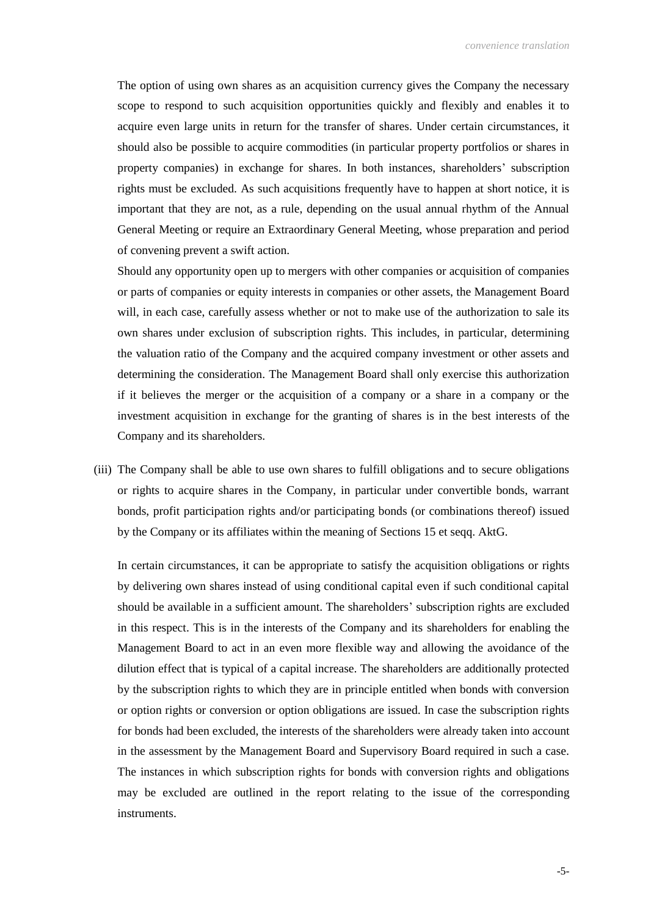The option of using own shares as an acquisition currency gives the Company the necessary scope to respond to such acquisition opportunities quickly and flexibly and enables it to acquire even large units in return for the transfer of shares. Under certain circumstances, it should also be possible to acquire commodities (in particular property portfolios or shares in property companies) in exchange for shares. In both instances, shareholders' subscription rights must be excluded. As such acquisitions frequently have to happen at short notice, it is important that they are not, as a rule, depending on the usual annual rhythm of the Annual General Meeting or require an Extraordinary General Meeting, whose preparation and period of convening prevent a swift action.

Should any opportunity open up to mergers with other companies or acquisition of companies or parts of companies or equity interests in companies or other assets, the Management Board will, in each case, carefully assess whether or not to make use of the authorization to sale its own shares under exclusion of subscription rights. This includes, in particular, determining the valuation ratio of the Company and the acquired company investment or other assets and determining the consideration. The Management Board shall only exercise this authorization if it believes the merger or the acquisition of a company or a share in a company or the investment acquisition in exchange for the granting of shares is in the best interests of the Company and its shareholders.

(iii) The Company shall be able to use own shares to fulfill obligations and to secure obligations or rights to acquire shares in the Company, in particular under convertible bonds, warrant bonds, profit participation rights and/or participating bonds (or combinations thereof) issued by the Company or its affiliates within the meaning of Sections 15 et seqq. AktG.

In certain circumstances, it can be appropriate to satisfy the acquisition obligations or rights by delivering own shares instead of using conditional capital even if such conditional capital should be available in a sufficient amount. The shareholders' subscription rights are excluded in this respect. This is in the interests of the Company and its shareholders for enabling the Management Board to act in an even more flexible way and allowing the avoidance of the dilution effect that is typical of a capital increase. The shareholders are additionally protected by the subscription rights to which they are in principle entitled when bonds with conversion or option rights or conversion or option obligations are issued. In case the subscription rights for bonds had been excluded, the interests of the shareholders were already taken into account in the assessment by the Management Board and Supervisory Board required in such a case. The instances in which subscription rights for bonds with conversion rights and obligations may be excluded are outlined in the report relating to the issue of the corresponding instruments.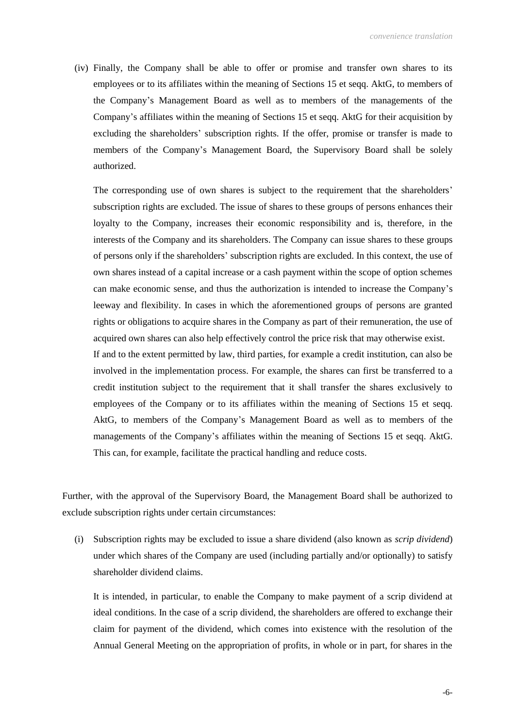(iv) Finally, the Company shall be able to offer or promise and transfer own shares to its employees or to its affiliates within the meaning of Sections 15 et seqq. AktG, to members of the Company's Management Board as well as to members of the managements of the Company's affiliates within the meaning of Sections 15 et seqq. AktG for their acquisition by excluding the shareholders' subscription rights. If the offer, promise or transfer is made to members of the Company's Management Board, the Supervisory Board shall be solely authorized.

 The corresponding use of own shares is subject to the requirement that the shareholders' subscription rights are excluded. The issue of shares to these groups of persons enhances their loyalty to the Company, increases their economic responsibility and is, therefore, in the interests of the Company and its shareholders. The Company can issue shares to these groups of persons only if the shareholders' subscription rights are excluded. In this context, the use of own shares instead of a capital increase or a cash payment within the scope of option schemes can make economic sense, and thus the authorization is intended to increase the Company's leeway and flexibility. In cases in which the aforementioned groups of persons are granted rights or obligations to acquire shares in the Company as part of their remuneration, the use of acquired own shares can also help effectively control the price risk that may otherwise exist.
 If and to the extent permitted by law, third parties, for example a credit institution, can also be involved in the implementation process. For example, the shares can first be transferred to a credit institution subject to the requirement that it shall transfer the shares exclusively to employees of the Company or to its affiliates within the meaning of Sections 15 et seqq. AktG, to members of the Company's Management Board as well as to members of the managements of the Company's affiliates within the meaning of Sections 15 et seqq. AktG. This can, for example, facilitate the practical handling and reduce costs.

Further, with the approval of the Supervisory Board, the Management Board shall be authorized to exclude subscription rights under certain circumstances:

(i) Subscription rights may be excluded to issue a share dividend (also known as *scrip dividend*) under which shares of the Company are used (including partially and/or optionally) to satisfy shareholder dividend claims.

 It is intended, in particular, to enable the Company to make payment of a scrip dividend at ideal conditions. In the case of a scrip dividend, the shareholders are offered to exchange their claim for payment of the dividend, which comes into existence with the resolution of the Annual General Meeting on the appropriation of profits, in whole or in part, for shares in the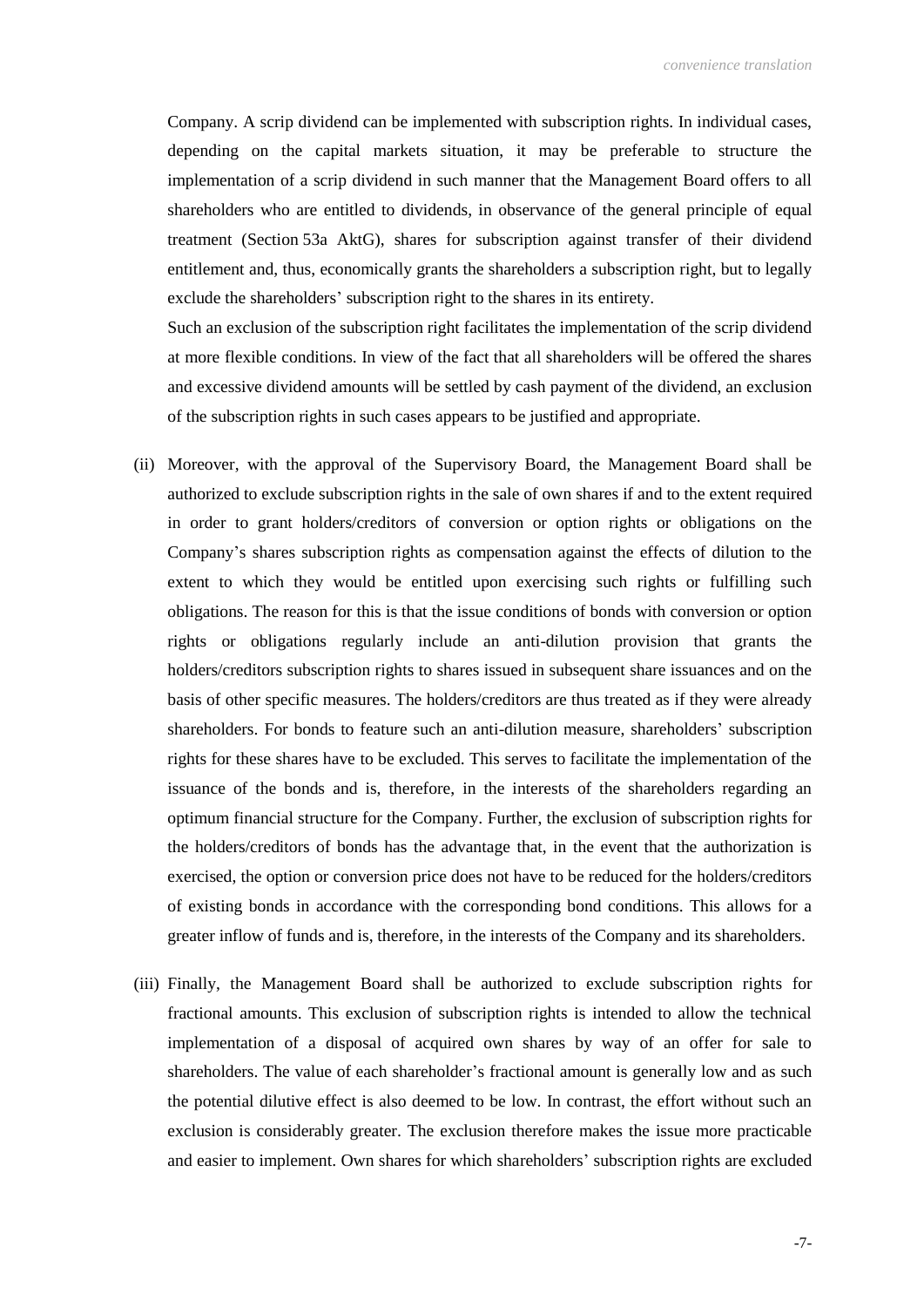Company. A scrip dividend can be implemented with subscription rights. In individual cases, depending on the capital markets situation, it may be preferable to structure the implementation of a scrip dividend in such manner that the Management Board offers to all shareholders who are entitled to dividends, in observance of the general principle of equal treatment (Section 53a AktG), shares for subscription against transfer of their dividend entitlement and, thus, economically grants the shareholders a subscription right, but to legally exclude the shareholders' subscription right to the shares in its entirety.

Such an exclusion of the subscription right facilitates the implementation of the scrip dividend at more flexible conditions. In view of the fact that all shareholders will be offered the shares and excessive dividend amounts will be settled by cash payment of the dividend, an exclusion of the subscription rights in such cases appears to be justified and appropriate.

(ii) Moreover, with the approval of the Supervisory Board, the Management Board shall be authorized to exclude subscription rights in the sale of own shares if and to the extent required in order to grant holders/creditors of conversion or option rights or obligations on the Company's shares subscription rights as compensation against the effects of dilution to the extent to which they would be entitled upon exercising such rights or fulfilling such obligations. The reason for this is that the issue conditions of bonds with conversion or option rights or obligations regularly include an anti-dilution provision that grants the holders/creditors subscription rights to shares issued in subsequent share issuances and on the basis of other specific measures. The holders/creditors are thus treated as if they were already shareholders. For bonds to feature such an anti-dilution measure, shareholders' subscription rights for these shares have to be excluded. This serves to facilitate the implementation of the issuance of the bonds and is, therefore, in the interests of the shareholders regarding an optimum financial structure for the Company. Further, the exclusion of subscription rights for the holders/creditors of bonds has the advantage that, in the event that the authorization is exercised, the option or conversion price does not have to be reduced for the holders/creditors of existing bonds in accordance with the corresponding bond conditions. This allows for a greater inflow of funds and is, therefore, in the interests of the Company and its shareholders.

(iii) Finally, the Management Board shall be authorized to exclude subscription rights for fractional amounts. This exclusion of subscription rights is intended to allow the technical implementation of a disposal of acquired own shares by way of an offer for sale to shareholders. The value of each shareholder's fractional amount is generally low and as such the potential dilutive effect is also deemed to be low. In contrast, the effort without such an exclusion is considerably greater. The exclusion therefore makes the issue more practicable and easier to implement. Own shares for which shareholders' subscription rights are excluded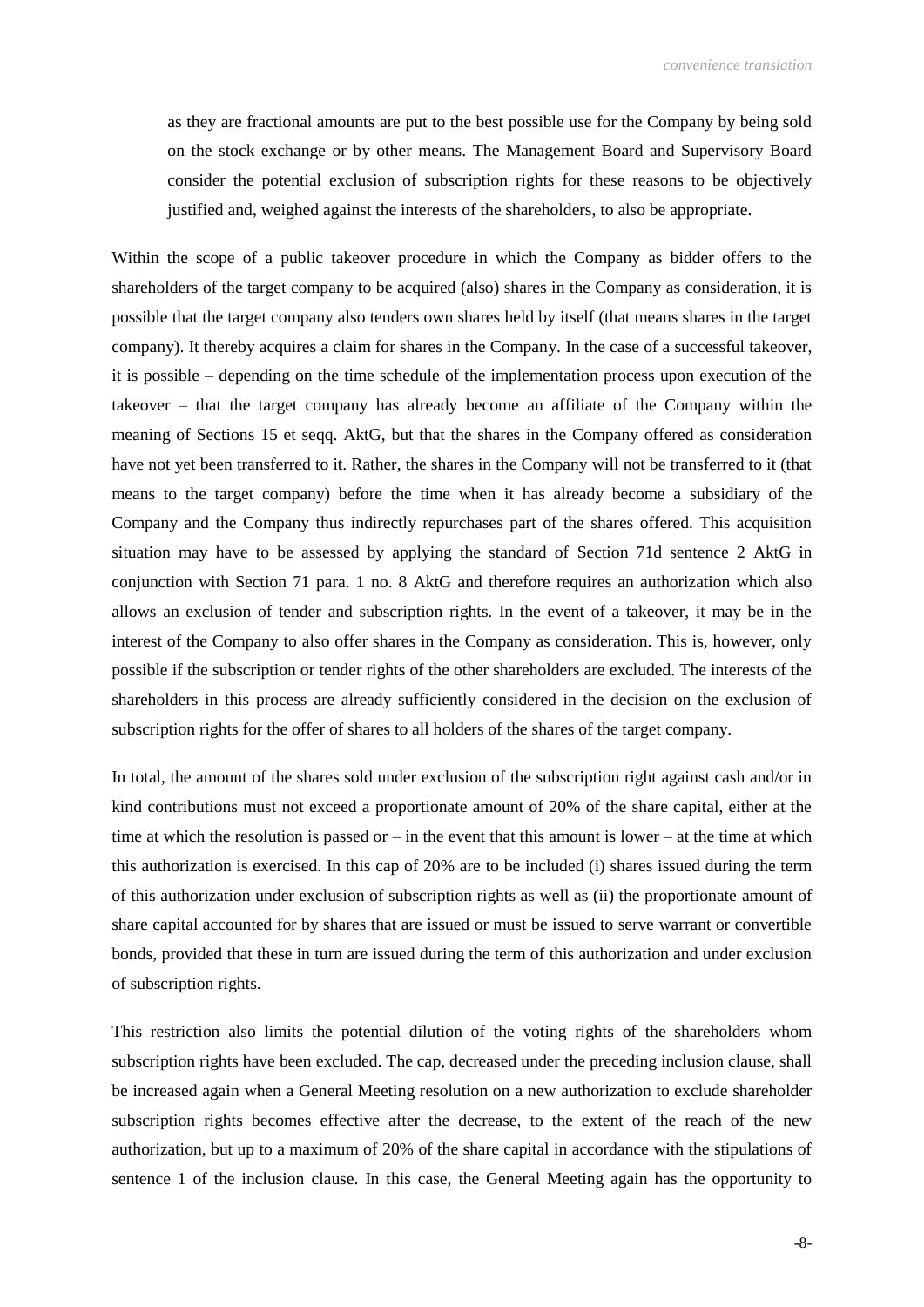as they are fractional amounts are put to the best possible use for the Company by being sold on the stock exchange or by other means. The Management Board and Supervisory Board consider the potential exclusion of subscription rights for these reasons to be objectively justified and, weighed against the interests of the shareholders, to also be appropriate.

Within the scope of a public takeover procedure in which the Company as bidder offers to the shareholders of the target company to be acquired (also) shares in the Company as consideration, it is possible that the target company also tenders own shares held by itself (that means shares in the target company). It thereby acquires a claim for shares in the Company. In the case of a successful takeover, it is possible – depending on the time schedule of the implementation process upon execution of the takeover – that the target company has already become an affiliate of the Company within the meaning of Sections 15 et seqq. AktG, but that the shares in the Company offered as consideration have not yet been transferred to it. Rather, the shares in the Company will not be transferred to it (that means to the target company) before the time when it has already become a subsidiary of the Company and the Company thus indirectly repurchases part of the shares offered. This acquisition situation may have to be assessed by applying the standard of Section 71d sentence 2 AktG in conjunction with Section 71 para. 1 no. 8 AktG and therefore requires an authorization which also allows an exclusion of tender and subscription rights. In the event of a takeover, it may be in the interest of the Company to also offer shares in the Company as consideration. This is, however, only possible if the subscription or tender rights of the other shareholders are excluded. The interests of the shareholders in this process are already sufficiently considered in the decision on the exclusion of subscription rights for the offer of shares to all holders of the shares of the target company.

In total, the amount of the shares sold under exclusion of the subscription right against cash and/or in kind contributions must not exceed a proportionate amount of 20% of the share capital, either at the time at which the resolution is passed or – in the event that this amount is lower – at the time at which this authorization is exercised. In this cap of 20% are to be included (i) shares issued during the term of this authorization under exclusion of subscription rights as well as (ii) the proportionate amount of share capital accounted for by shares that are issued or must be issued to serve warrant or convertible bonds, provided that these in turn are issued during the term of this authorization and under exclusion of subscription rights.

This restriction also limits the potential dilution of the voting rights of the shareholders whom subscription rights have been excluded. The cap, decreased under the preceding inclusion clause, shall be increased again when a General Meeting resolution on a new authorization to exclude shareholder subscription rights becomes effective after the decrease, to the extent of the reach of the new authorization, but up to a maximum of 20% of the share capital in accordance with the stipulations of sentence 1 of the inclusion clause. In this case, the General Meeting again has the opportunity to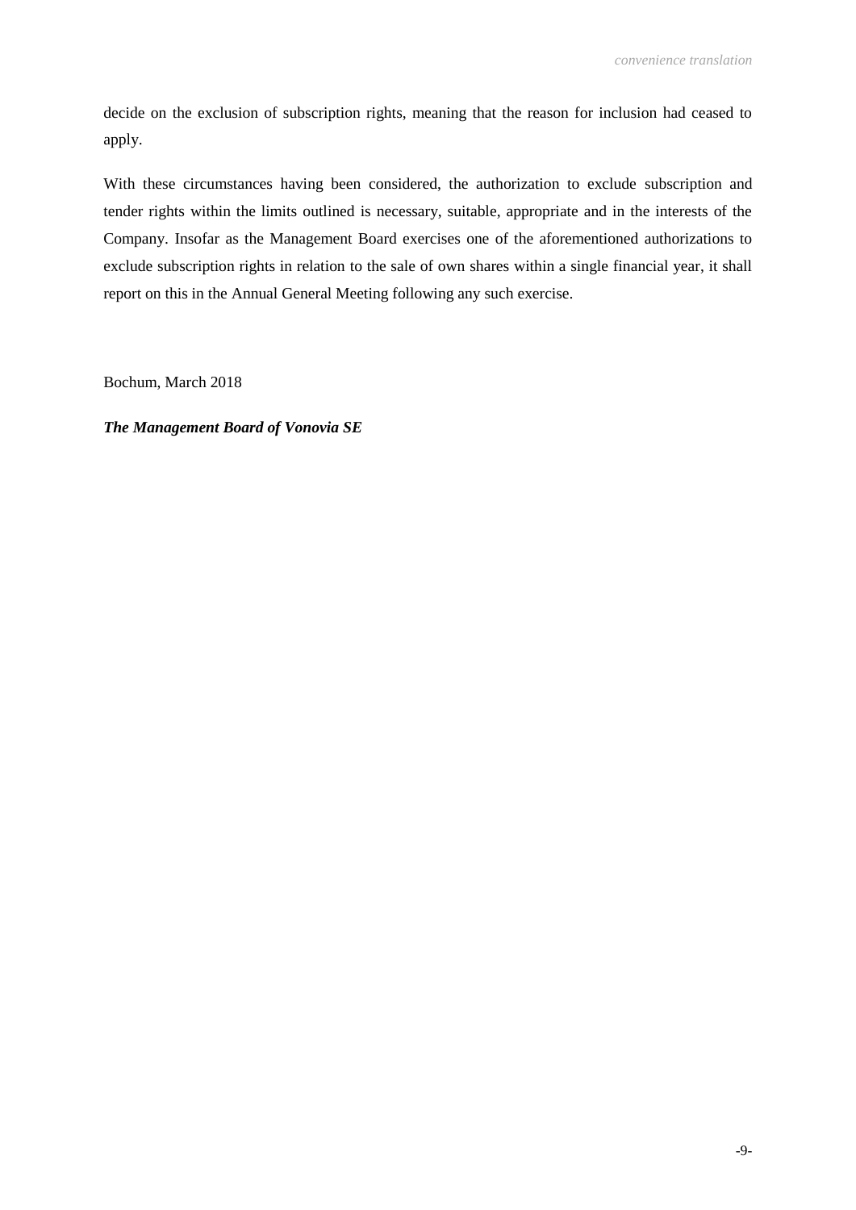decide on the exclusion of subscription rights, meaning that the reason for inclusion had ceased to apply.

With these circumstances having been considered, the authorization to exclude subscription and tender rights within the limits outlined is necessary, suitable, appropriate and in the interests of the Company. Insofar as the Management Board exercises one of the aforementioned authorizations to exclude subscription rights in relation to the sale of own shares within a single financial year, it shall report on this in the Annual General Meeting following any such exercise.

Bochum, March 2018

***The Management Board of Vonovia SE***